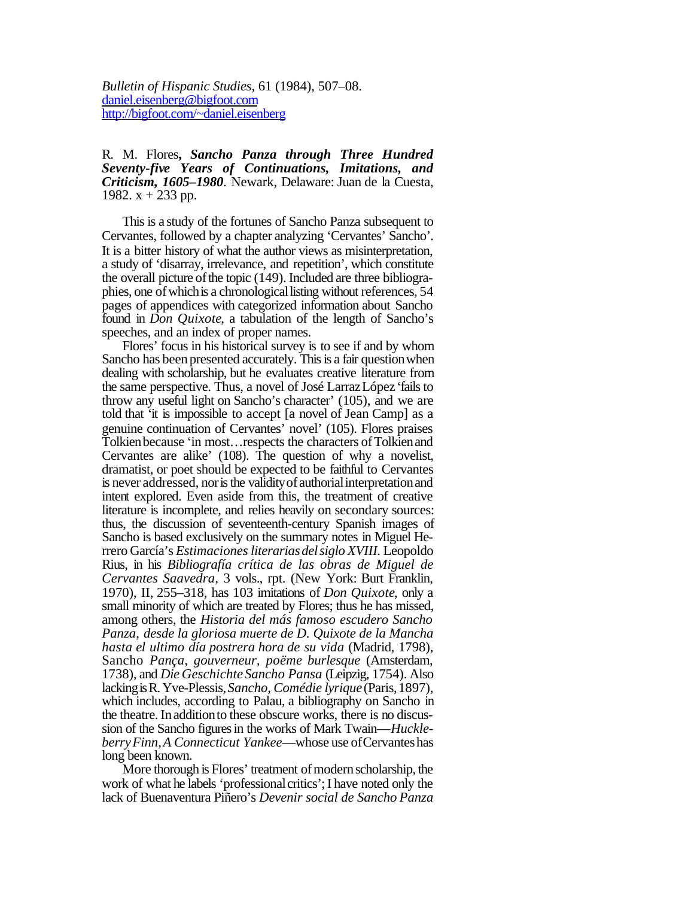*Bulletin of Hispanic Studies*, 61 (1984), 507–08.
daniel.eisenberg@bigfoot.com
http://bigfoot.com/~daniel.eisenberg

R. M. Flores**, *Sancho Panza through Three Hundred Seventy-five Years of Continuations, Imitations, and Criticism, 1605–1980***. Newark, Delaware: Juan de la Cuesta, 1982. x + 233 pp.

This is a study of the fortunes of Sancho Panza subsequent to Cervantes, followed by a chapter analyzing 'Cervantes' Sancho'. It is a bitter history of what the author views as misinterpretation, a study of 'disarray, irrelevance, and repetition', which constitute the overall picture of the topic (149). Included are three bibliographies, one of which is a chronological listing without references, 54 pages of appendices with categorized information about Sancho found in *Don Quixote*, a tabulation of the length of Sancho's speeches, and an index of proper names.

Flores' focus in his historical survey is to see if and by whom Sancho has been presented accurately. This is a fair question when dealing with scholarship, but he evaluates creative literature from the same perspective. Thus, a novel of José Larraz López 'fails to throw any useful light on Sancho's character' (105), and we are told that 'it is impossible to accept [a novel of Jean Camp] as a genuine continuation of Cervantes' novel' (105). Flores praises Tolkien because 'in most…respects the characters of Tolkien and Cervantes are alike' (108). The question of why a novelist, dramatist, or poet should be expected to be faithful to Cervantes is never addressed, nor is the validity of authorial interpretation and intent explored. Even aside from this, the treatment of creative literature is incomplete, and relies heavily on secondary sources: thus, the discussion of seventeenth-century Spanish images of Sancho is based exclusively on the summary notes in Miguel Herrero García's *Estimaciones literarias del siglo XVIII*. Leopoldo Rius, in his *Bibliografía crítica de las obras de Miguel de Cervantes Saavedra*, 3 vols., rpt. (New York: Burt Franklin, 1970), II, 255–318, has 103 imitations of *Don Quixote*, only a small minority of which are treated by Flores; thus he has missed, among others, the *Historia del más famoso escudero Sancho Panza, desde la gloriosa muerte de D. Quixote de la Mancha hasta el ultimo día postrera hora de su vida* (Madrid, 1798), Sancho *Pança, gouverneur, poëme burlesque* (Amsterdam, 1738), and *Die Geschichte Sancho Pansa* (Leipzig, 1754). Also lacking is R. Yve-Plessis, *Sancho, Comédie lyrique* (Paris, 1897), which includes, according to Palau, a bibliography on Sancho in the theatre. In addition to these obscure works, there is no discussion of the Sancho figures in the works of Mark Twain—*Huckleberry Finn*, *A Connecticut Yankee*—whose use of Cervantes has long been known.

More thorough is Flores' treatment of modern scholarship, the work of what he labels 'professional critics'; I have noted only the lack of Buenaventura Piñero's *Devenir social de Sancho Panza*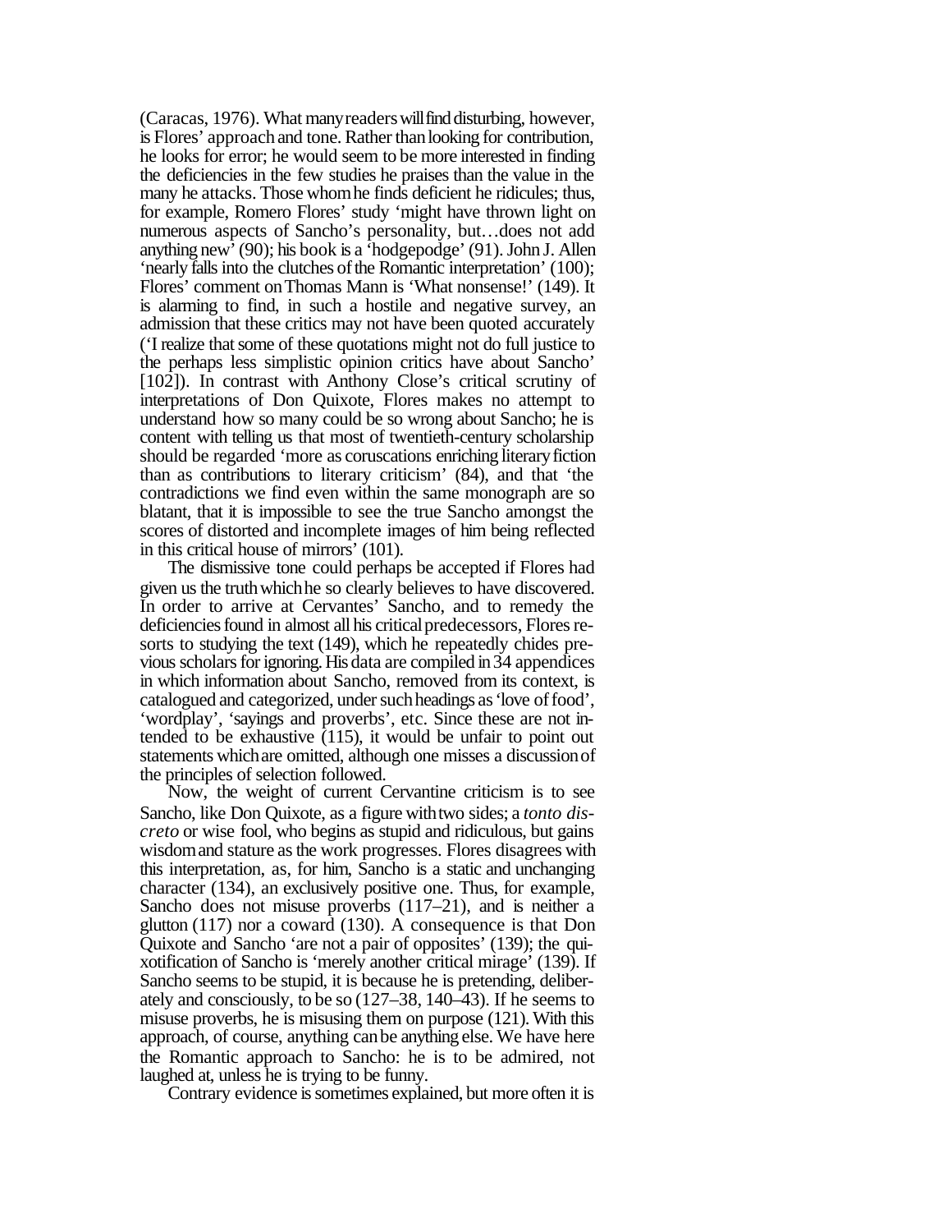(Caracas, 1976). What many readers will find disturbing, however, is Flores' approach and tone. Rather than looking for contribution, he looks for error; he would seem to be more interested in finding the deficiencies in the few studies he praises than the value in the many he attacks. Those whom he finds deficient he ridicules; thus, for example, Romero Flores' study 'might have thrown light on numerous aspects of Sancho's personality, but…does not add anything new' (90); his book is a 'hodgepodge' (91). John J. Allen 'nearly falls into the clutches of the Romantic interpretation' (100); Flores' comment on Thomas Mann is 'What nonsense!' (149). It is alarming to find, in such a hostile and negative survey, an admission that these critics may not have been quoted accurately ('I realize that some of these quotations might not do full justice to the perhaps less simplistic opinion critics have about Sancho' [102]). In contrast with Anthony Close's critical scrutiny of interpretations of Don Quixote, Flores makes no attempt to understand how so many could be so wrong about Sancho; he is content with telling us that most of twentieth-century scholarship should be regarded 'more as coruscations enriching literary fiction than as contributions to literary criticism' (84), and that 'the contradictions we find even within the same monograph are so blatant, that it is impossible to see the true Sancho amongst the scores of distorted and incomplete images of him being reflected in this critical house of mirrors' (101).

The dismissive tone could perhaps be accepted if Flores had given us the truth which he so clearly believes to have discovered. In order to arrive at Cervantes' Sancho, and to remedy the deficiencies found in almost all his critical predecessors, Flores resorts to studying the text (149), which he repeatedly chides previous scholars for ignoring. His data are compiled in 34 appendices in which information about Sancho, removed from its context, is catalogued and categorized, under such headings as 'love of food', 'wordplay', 'sayings and proverbs', etc. Since these are not intended to be exhaustive (115), it would be unfair to point out statements which are omitted, although one misses a discussion of the principles of selection followed.

Now, the weight of current Cervantine criticism is to see Sancho, like Don Quixote, as a figure with two sides; a *tonto discreto* or wise fool, who begins as stupid and ridiculous, but gains wisdom and stature as the work progresses. Flores disagrees with this interpretation, as, for him, Sancho is a static and unchanging character (134), an exclusively positive one. Thus, for example, Sancho does not misuse proverbs (117–21), and is neither a glutton (117) nor a coward (130). A consequence is that Don Quixote and Sancho 'are not a pair of opposites' (139); the quixotification of Sancho is 'merely another critical mirage' (139). If Sancho seems to be stupid, it is because he is pretending, deliberately and consciously, to be so (127–38, 140–43). If he seems to misuse proverbs, he is misusing them on purpose (121). With this approach, of course, anything can be anything else. We have here the Romantic approach to Sancho: he is to be admired, not laughed at, unless he is trying to be funny.

Contrary evidence is sometimes explained, but more often it is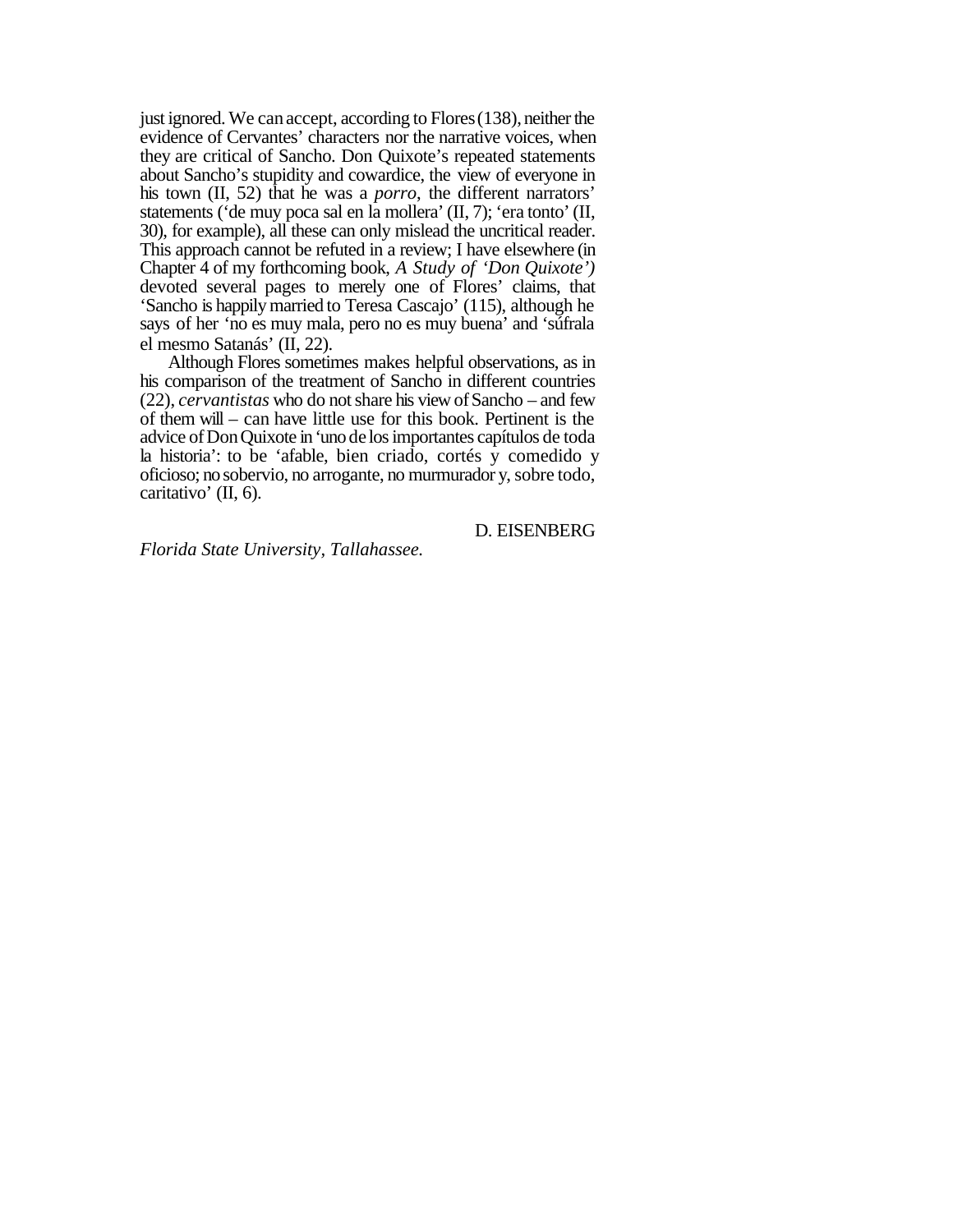just ignored. We can accept, according to Flores (138), neither the evidence of Cervantes' characters nor the narrative voices, when they are critical of Sancho. Don Quixote's repeated statements about Sancho's stupidity and cowardice, the view of everyone in his town (II, 52) that he was a *porro*, the different narrators' statements ('de muy poca sal en la mollera' (II, 7); 'era tonto' (II, 30), for example), all these can only mislead the uncritical reader. This approach cannot be refuted in a review; I have elsewhere (in Chapter 4 of my forthcoming book, *A Study of 'Don Quixote')* devoted several pages to merely one of Flores' claims, that 'Sancho is happily married to Teresa Cascajo' (115), although he says of her 'no es muy mala, pero no es muy buena' and 'súfrala el mesmo Satanás' (II, 22).

Although Flores sometimes makes helpful observations, as in his comparison of the treatment of Sancho in different countries (22), *cervantistas* who do not share his view of Sancho – and few of them will – can have little use for this book. Pertinent is the advice of Don Quixote in 'uno de los importantes capítulos de toda la historia': to be 'afable, bien criado, cortés y comedido y oficioso; no sobervio, no arrogante, no murmurador y, sobre todo, caritativo' (II, 6).

D. EISENBERG

*Florida State University, Tallahassee.*